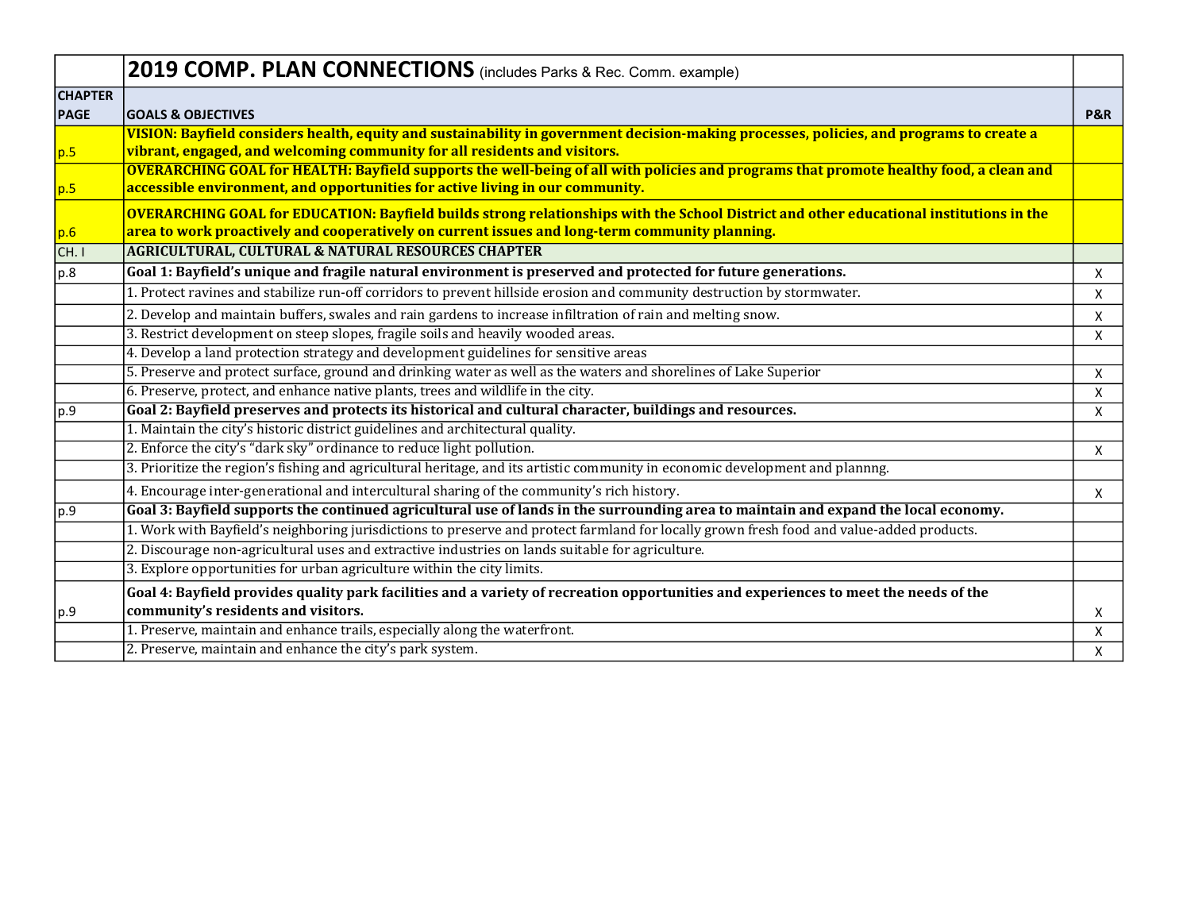| | **2019 COMP. PLAN CONNECTIONS** (includes Parks & Rec. Comm. example) | |
|---|---|---|
| **CHAPTER PAGE** | **GOALS & OBJECTIVES** | **P&R** |
| p.5 | **VISION: Bayfield considers health, equity and sustainability in government decision-making processes, policies, and programs to create a vibrant, engaged, and welcoming community for all residents and visitors.** | |
| p.5 | **OVERARCHING GOAL for HEALTH: Bayfield supports the well-being of all with policies and programs that promote healthy food, a clean and accessible environment, and opportunities for active living in our community.** | |
| p.6 | **OVERARCHING GOAL for EDUCATION: Bayfield builds strong relationships with the School District and other educational institutions in the area to work proactively and cooperatively on current issues and long-term community planning.** | |
| CH. I | **AGRICULTURAL, CULTURAL & NATURAL RESOURCES CHAPTER** | |
| p.8 | **Goal 1: Bayfield's unique and fragile natural environment is preserved and protected for future generations.** | X |
| | 1. Protect ravines and stabilize run-off corridors to prevent hillside erosion and community destruction by stormwater. | X |
| | 2. Develop and maintain buffers, swales and rain gardens to increase infiltration of rain and melting snow. | X |
| | 3. Restrict development on steep slopes, fragile soils and heavily wooded areas. | X |
| | 4. Develop a land protection strategy and development guidelines for sensitive areas | |
| | 5. Preserve and protect surface, ground and drinking water as well as the waters and shorelines of Lake Superior | X |
| | 6. Preserve, protect, and enhance native plants, trees and wildlife in the city. | X |
| p.9 | **Goal 2: Bayfield preserves and protects its historical and cultural character, buildings and resources.** | X |
| | 1. Maintain the city's historic district guidelines and architectural quality. | |
| | 2. Enforce the city's "dark sky" ordinance to reduce light pollution. | X |
| | 3. Prioritize the region's fishing and agricultural heritage, and its artistic community in economic development and plannng. | |
| | 4. Encourage inter-generational and intercultural sharing of the community's rich history. | X |
| p.9 | **Goal 3: Bayfield supports the continued agricultural use of lands in the surrounding area to maintain and expand the local economy.** | |
| | 1. Work with Bayfield's neighboring jurisdictions to preserve and protect farmland for locally grown fresh food and value-added products. | |
| | 2. Discourage non-agricultural uses and extractive industries on lands suitable for agriculture. | |
| | 3. Explore opportunities for urban agriculture within the city limits. | |
| p.9 | **Goal 4: Bayfield provides quality park facilities and a variety of recreation opportunities and experiences to meet the needs of the community's residents and visitors.** | X |
| | 1. Preserve, maintain and enhance trails, especially along the waterfront. | X |
| | 2. Preserve, maintain and enhance the city's park system. | X |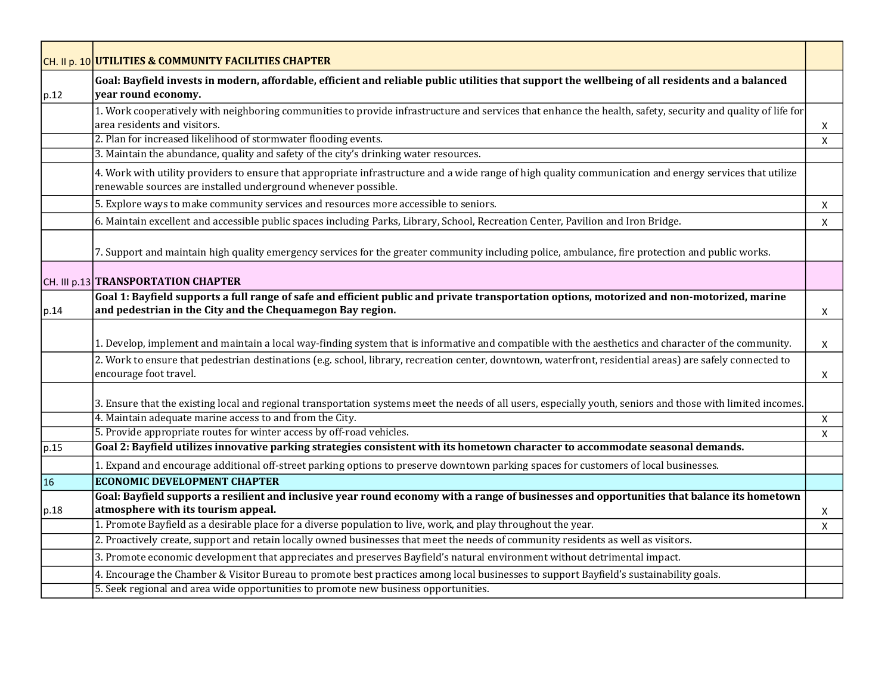| | | |
|---|---|---|
| CH. II p. 10 | **UTILITIES & COMMUNITY FACILITIES CHAPTER** | |
| p.12 | **Goal: Bayfield invests in modern, affordable, efficient and reliable public utilities that support the wellbeing of all residents and a balanced year round economy.** | |
| | 1. Work cooperatively with neighboring communities to provide infrastructure and services that enhance the health, safety, security and quality of life for area residents and visitors. | X |
| | 2. Plan for increased likelihood of stormwater flooding events. | X |
| | 3. Maintain the abundance, quality and safety of the city's drinking water resources. | |
| | 4. Work with utility providers to ensure that appropriate infrastructure and a wide range of high quality communication and energy services that utilize renewable sources are installed underground whenever possible. | |
| | 5. Explore ways to make community services and resources more accessible to seniors. | X |
| | 6. Maintain excellent and accessible public spaces including Parks, Library, School, Recreation Center, Pavilion and Iron Bridge. | X |
| | 7. Support and maintain high quality emergency services for the greater community including police, ambulance, fire protection and public works. | |
| CH. III p.13 | **TRANSPORTATION CHAPTER** | |
| p.14 | **Goal 1: Bayfield supports a full range of safe and efficient public and private transportation options, motorized and non-motorized, marine and pedestrian in the City and the Chequamegon Bay region.** | X |
| | 1. Develop, implement and maintain a local way-finding system that is informative and compatible with the aesthetics and character of the community. | X |
| | 2. Work to ensure that pedestrian destinations (e.g. school, library, recreation center, downtown, waterfront, residential areas) are safely connected to encourage foot travel. | X |
| | 3. Ensure that the existing local and regional transportation systems meet the needs of all users, especially youth, seniors and those with limited incomes. | |
| | 4. Maintain adequate marine access to and from the City. | X |
| | 5. Provide appropriate routes for winter access by off-road vehicles. | X |
| p.15 | **Goal 2: Bayfield utilizes innovative parking strategies consistent with its hometown character to accommodate seasonal demands.** | |
| | 1. Expand and encourage additional off-street parking options to preserve downtown parking spaces for customers of local businesses. | |
| 16 | **ECONOMIC DEVELOPMENT CHAPTER** | |
| p.18 | **Goal: Bayfield supports a resilient and inclusive year round economy with a range of businesses and opportunities that balance its hometown atmosphere with its tourism appeal.** | X |
| | 1. Promote Bayfield as a desirable place for a diverse population to live, work, and play throughout the year. | X |
| | 2. Proactively create, support and retain locally owned businesses that meet the needs of community residents as well as visitors. | |
| | 3. Promote economic development that appreciates and preserves Bayfield's natural environment without detrimental impact. | |
| | 4. Encourage the Chamber & Visitor Bureau to promote best practices among local businesses to support Bayfield's sustainability goals. | |
| | 5. Seek regional and area wide opportunities to promote new business opportunities. | |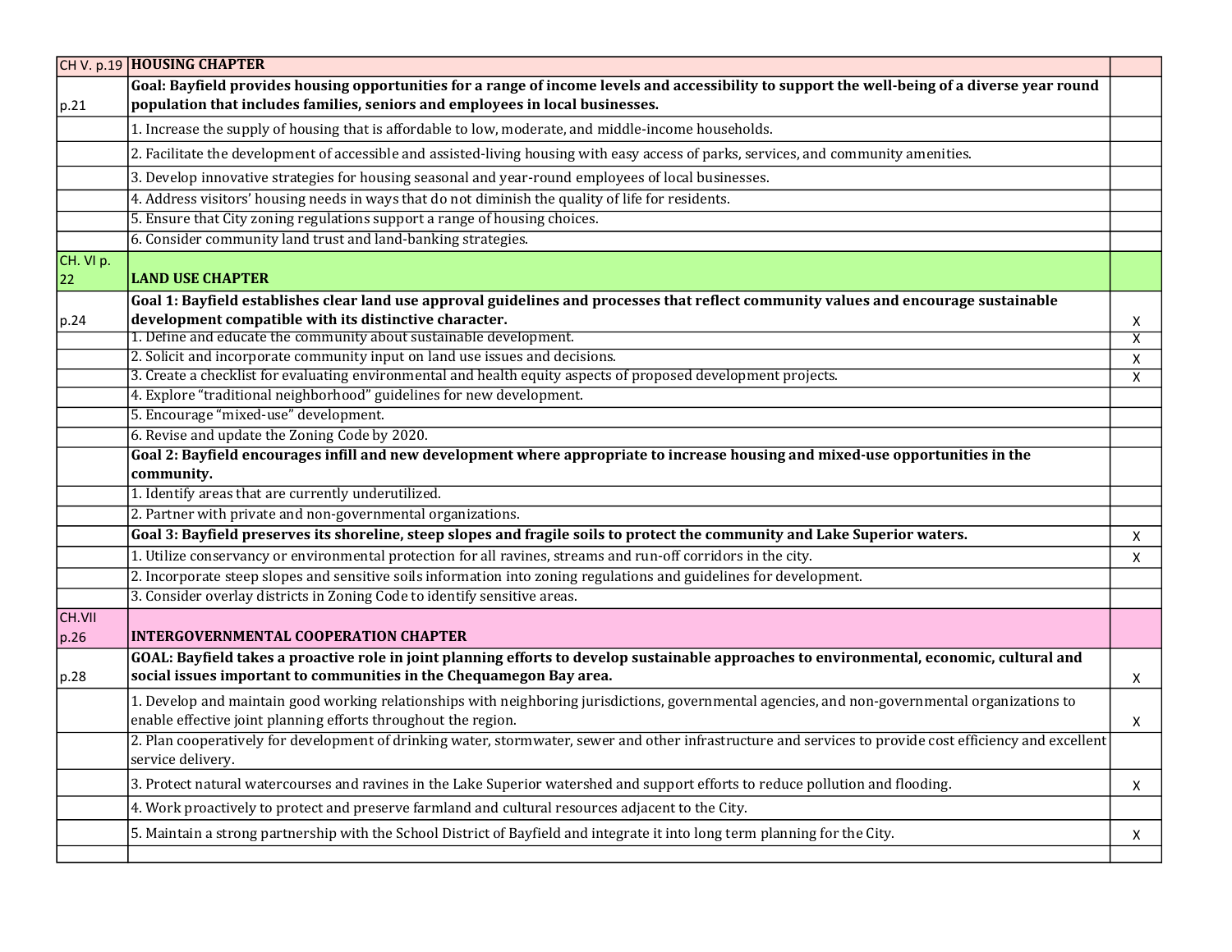| | | |
|---|---|---|
| CH V. p.19 | **HOUSING CHAPTER** | |
| p.21 | **Goal: Bayfield provides housing opportunities for a range of income levels and accessibility to support the well-being of a diverse year round population that includes families, seniors and employees in local businesses.** | |
| | 1. Increase the supply of housing that is affordable to low, moderate, and middle-income households. | |
| | 2. Facilitate the development of accessible and assisted-living housing with easy access of parks, services, and community amenities. | |
| | 3. Develop innovative strategies for housing seasonal and year-round employees of local businesses. | |
| | 4. Address visitors' housing needs in ways that do not diminish the quality of life for residents. | |
| | 5. Ensure that City zoning regulations support a range of housing choices. | |
| | 6. Consider community land trust and land-banking strategies. | |
| CH. VI p. 22 | **LAND USE CHAPTER** | |
| p.24 | **Goal 1: Bayfield establishes clear land use approval guidelines and processes that reflect community values and encourage sustainable development compatible with its distinctive character.** | X |
| | 1. Define and educate the community about sustainable development. | X |
| | 2. Solicit and incorporate community input on land use issues and decisions. | X |
| | 3. Create a checklist for evaluating environmental and health equity aspects of proposed development projects. | X |
| | 4. Explore "traditional neighborhood" guidelines for new development. | |
| | 5. Encourage "mixed-use" development. | |
| | 6. Revise and update the Zoning Code by 2020. | |
| | **Goal 2: Bayfield encourages infill and new development where appropriate to increase housing and mixed-use opportunities in the community.** | |
| | 1. Identify areas that are currently underutilized. | |
| | 2. Partner with private and non-governmental organizations. | |
| | **Goal 3: Bayfield preserves its shoreline, steep slopes and fragile soils to protect the community and Lake Superior waters.** | X |
| | 1. Utilize conservancy or environmental protection for all ravines, streams and run-off corridors in the city. | X |
| | 2. Incorporate steep slopes and sensitive soils information into zoning regulations and guidelines for development. | |
| | 3. Consider overlay districts in Zoning Code to identify sensitive areas. | |
| CH.VII p.26 | **INTERGOVERNMENTAL COOPERATION CHAPTER** | |
| p.28 | **GOAL: Bayfield takes a proactive role in joint planning efforts to develop sustainable approaches to environmental, economic, cultural and social issues important to communities in the Chequamegon Bay area.** | X |
| | 1. Develop and maintain good working relationships with neighboring jurisdictions, governmental agencies, and non-governmental organizations to enable effective joint planning efforts throughout the region. | X |
| | 2. Plan cooperatively for development of drinking water, stormwater, sewer and other infrastructure and services to provide cost efficiency and excellent service delivery. | |
| | 3. Protect natural watercourses and ravines in the Lake Superior watershed and support efforts to reduce pollution and flooding. | X |
| | 4. Work proactively to protect and preserve farmland and cultural resources adjacent to the City. | |
| | 5. Maintain a strong partnership with the School District of Bayfield and integrate it into long term planning for the City. | X |
| | | |